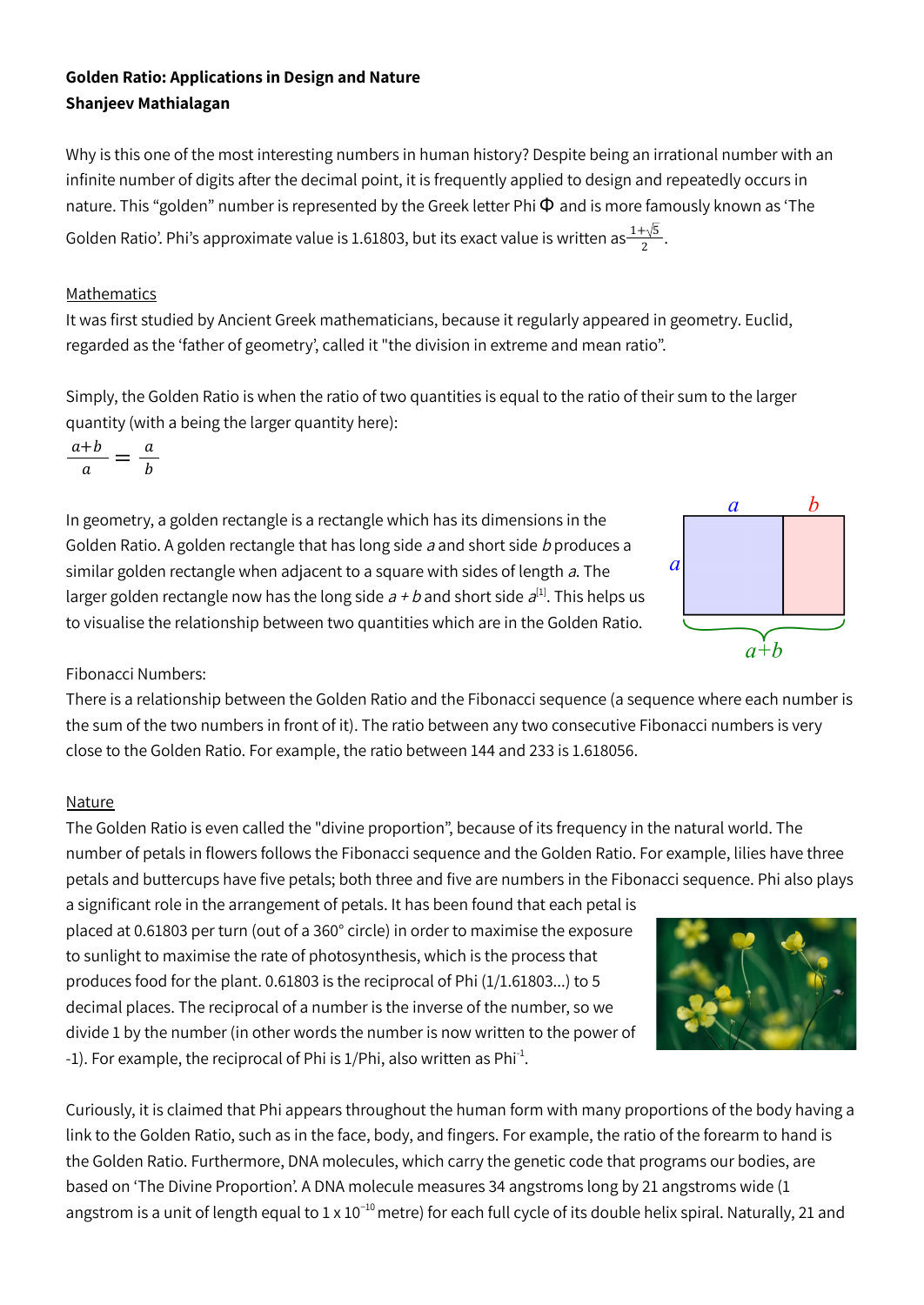**Golden Ratio: Applications in Design and Nature**
**Shanjeev Mathialagan**

Why is this one of the most interesting numbers in human history? Despite being an irrational number with an infinite number of digits after the decimal point, it is frequently applied to design and repeatedly occurs in nature. This "golden" number is represented by the Greek letter Phi $\Phi$ and is more famously known as 'The Golden Ratio'. Phi's approximate value is 1.61803, but its exact value is written as $\frac{1+\sqrt{5}}{2}$.

## Mathematics

It was first studied by Ancient Greek mathematicians, because it regularly appeared in geometry. Euclid, regarded as the 'father of geometry', called it "the division in extreme and mean ratio".

Simply, the Golden Ratio is when the ratio of two quantities is equal to the ratio of their sum to the larger quantity (with a being the larger quantity here):

$$\frac{a+b}{a} = \frac{a}{b}$$

In geometry, a golden rectangle is a rectangle which has its dimensions in the Golden Ratio. A golden rectangle that has long side *a* and short side *b* produces a similar golden rectangle when adjacent to a square with sides of length *a*. The larger golden rectangle now has the long side *a + b* and short side *a*[1]. This helps us to visualise the relationship between two quantities which are in the Golden Ratio.

Fibonacci Numbers:
There is a relationship between the Golden Ratio and the Fibonacci sequence (a sequence where each number is the sum of the two numbers in front of it). The ratio between any two consecutive Fibonacci numbers is very close to the Golden Ratio. For example, the ratio between 144 and 233 is 1.618056.

## Nature

The Golden Ratio is even called the "divine proportion", because of its frequency in the natural world. The number of petals in flowers follows the Fibonacci sequence and the Golden Ratio. For example, lilies have three petals and buttercups have five petals; both three and five are numbers in the Fibonacci sequence. Phi also plays a significant role in the arrangement of petals. It has been found that each petal is placed at 0.61803 per turn (out of a 360° circle) in order to maximise the exposure to sunlight to maximise the rate of photosynthesis, which is the process that produces food for the plant. 0.61803 is the reciprocal of Phi (1/1.61803...) to 5 decimal places. The reciprocal of a number is the inverse of the number, so we divide 1 by the number (in other words the number is now written to the power of -1). For example, the reciprocal of Phi is 1/Phi, also written as $\text{Phi}^{-1}$.

Curiously, it is claimed that Phi appears throughout the human form with many proportions of the body having a link to the Golden Ratio, such as in the face, body, and fingers. For example, the ratio of the forearm to hand is the Golden Ratio. Furthermore, DNA molecules, which carry the genetic code that programs our bodies, are based on 'The Divine Proportion'. A DNA molecule measures 34 angstroms long by 21 angstroms wide (1 angstrom is a unit of length equal to $1 \times 10^{-10}$ metre) for each full cycle of its double helix spiral. Naturally, 21 and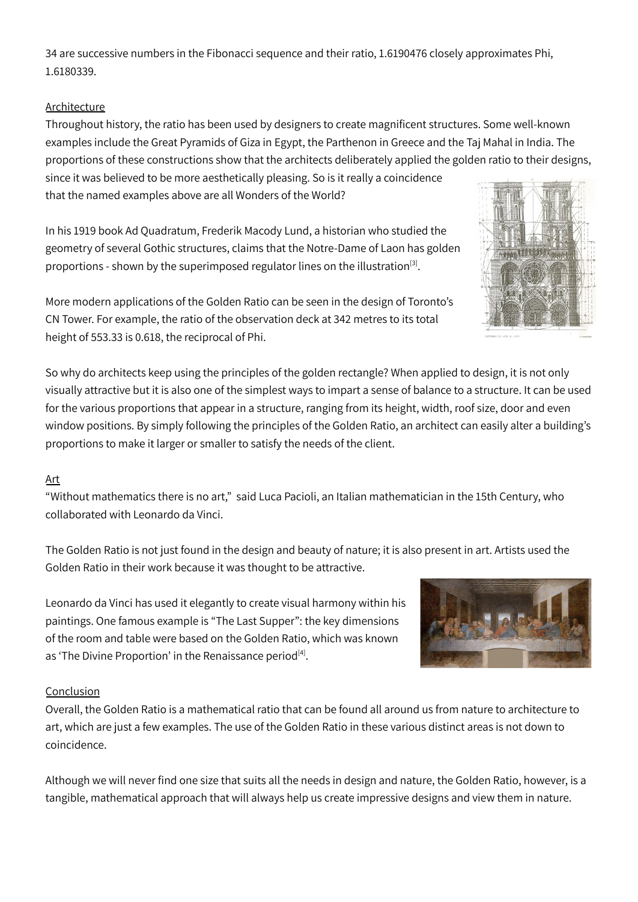34 are successive numbers in the Fibonacci sequence and their ratio, 1.6190476 closely approximates Phi, 1.6180339.

## Architecture

Throughout history, the ratio has been used by designers to create magnificent structures. Some well-known examples include the Great Pyramids of Giza in Egypt, the Parthenon in Greece and the Taj Mahal in India. The proportions of these constructions show that the architects deliberately applied the golden ratio to their designs, since it was believed to be more aesthetically pleasing. So is it really a coincidence that the named examples above are all Wonders of the World?

In his 1919 book Ad Quadratum, Frederik Macody Lund, a historian who studied the geometry of several Gothic structures, claims that the Notre-Dame of Laon has golden proportions - shown by the superimposed regulator lines on the illustration[3].

More modern applications of the Golden Ratio can be seen in the design of Toronto's CN Tower. For example, the ratio of the observation deck at 342 metres to its total height of 553.33 is 0.618, the reciprocal of Phi.

So why do architects keep using the principles of the golden rectangle? When applied to design, it is not only visually attractive but it is also one of the simplest ways to impart a sense of balance to a structure. It can be used for the various proportions that appear in a structure, ranging from its height, width, roof size, door and even window positions. By simply following the principles of the Golden Ratio, an architect can easily alter a building's proportions to make it larger or smaller to satisfy the needs of the client.

## Art

"Without mathematics there is no art," said Luca Pacioli, an Italian mathematician in the 15th Century, who collaborated with Leonardo da Vinci.

The Golden Ratio is not just found in the design and beauty of nature; it is also present in art. Artists used the Golden Ratio in their work because it was thought to be attractive.

Leonardo da Vinci has used it elegantly to create visual harmony within his paintings. One famous example is "The Last Supper": the key dimensions of the room and table were based on the Golden Ratio, which was known as 'The Divine Proportion' in the Renaissance period[4].

## Conclusion

Overall, the Golden Ratio is a mathematical ratio that can be found all around us from nature to architecture to art, which are just a few examples. The use of the Golden Ratio in these various distinct areas is not down to coincidence.

Although we will never find one size that suits all the needs in design and nature, the Golden Ratio, however, is a tangible, mathematical approach that will always help us create impressive designs and view them in nature.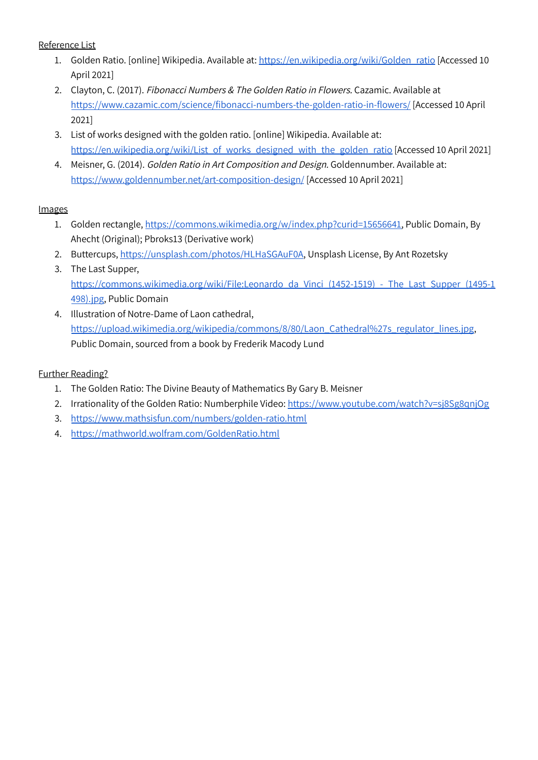Reference List

1. Golden Ratio. [online] Wikipedia. Available at: https://en.wikipedia.org/wiki/Golden_ratio [Accessed 10 April 2021]
2. Clayton, C. (2017). *Fibonacci Numbers & The Golden Ratio in Flowers.* Cazamic. Available at https://www.cazamic.com/science/fibonacci-numbers-the-golden-ratio-in-flowers/ [Accessed 10 April 2021]
3. List of works designed with the golden ratio. [online] Wikipedia. Available at: https://en.wikipedia.org/wiki/List_of_works_designed_with_the_golden_ratio [Accessed 10 April 2021]
4. Meisner, G. (2014). *Golden Ratio in Art Composition and Design.* Goldennumber. Available at: https://www.goldennumber.net/art-composition-design/ [Accessed 10 April 2021]

Images

1. Golden rectangle, https://commons.wikimedia.org/w/index.php?curid=15656641, Public Domain, By Ahecht (Original); Pbroks13 (Derivative work)
2. Buttercups, https://unsplash.com/photos/HLHaSGAuF0A, Unsplash License, By Ant Rozetsky
3. The Last Supper, https://commons.wikimedia.org/wiki/File:Leonardo_da_Vinci_(1452-1519)_-_The_Last_Supper_(1495-1498).jpg, Public Domain
4. Illustration of Notre-Dame of Laon cathedral, https://upload.wikimedia.org/wikipedia/commons/8/80/Laon_Cathedral%27s_regulator_lines.jpg, Public Domain, sourced from a book by Frederik Macody Lund

Further Reading?

1. The Golden Ratio: The Divine Beauty of Mathematics By Gary B. Meisner
2. Irrationality of the Golden Ratio: Numberphile Video: https://www.youtube.com/watch?v=sj8Sg8qnjOg
3. https://www.mathsisfun.com/numbers/golden-ratio.html
4. https://mathworld.wolfram.com/GoldenRatio.html